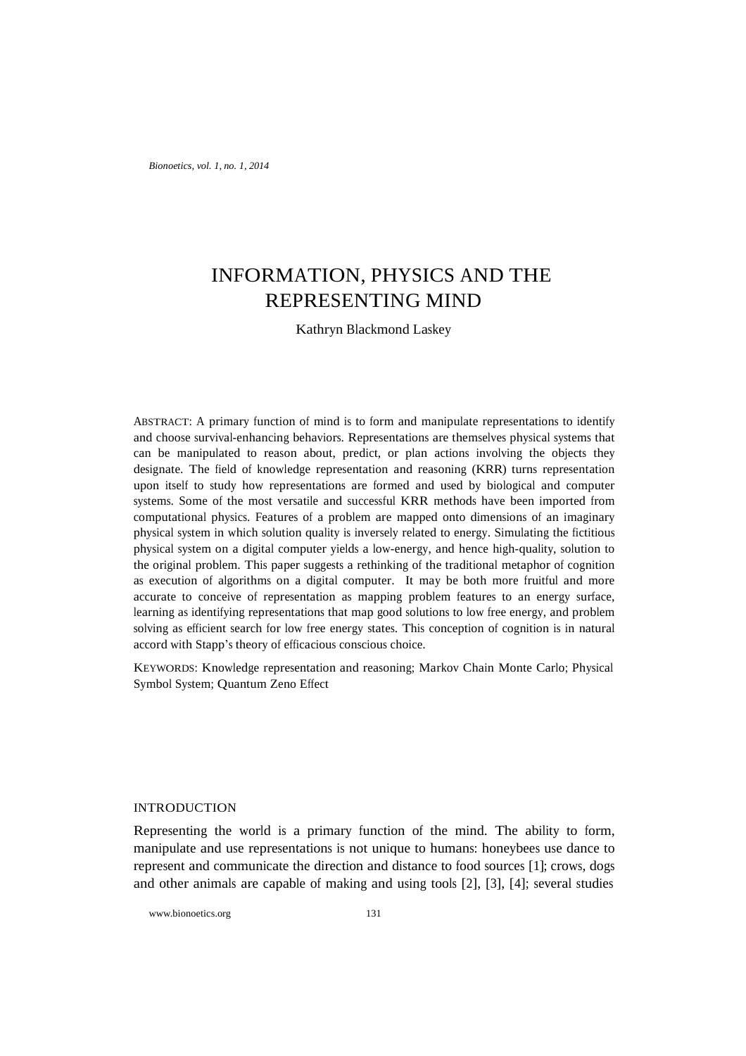# INFORMATION, PHYSICS AND THE REPRESENTING MIND

Kathryn Blackmond Laskey

ABSTRACT: A primary function of mind is to form and manipulate representations to identify and choose survival-enhancing behaviors. Representations are themselves physical systems that can be manipulated to reason about, predict, or plan actions involving the objects they designate. The field of knowledge representation and reasoning (KRR) turns representation upon itself to study how representations are formed and used by biological and computer systems. Some of the most versatile and successful KRR methods have been imported from computational physics. Features of a problem are mapped onto dimensions of an imaginary physical system in which solution quality is inversely related to energy. Simulating the fictitious physical system on a digital computer yields a low-energy, and hence high-quality, solution to the original problem. This paper suggests a rethinking of the traditional metaphor of cognition as execution of algorithms on a digital computer. It may be both more fruitful and more accurate to conceive of representation as mapping problem features to an energy surface, learning as identifying representations that map good solutions to low free energy, and problem solving as efficient search for low free energy states. This conception of cognition is in natural accord with Stapp's theory of efficacious conscious choice.

KEYWORDS: Knowledge representation and reasoning; Markov Chain Monte Carlo; Physical Symbol System; Quantum Zeno Effect

## INTRODUCTION

Representing the world is a primary function of the mind. The ability to form, manipulate and use representations is not unique to humans: honeybees use dance to represent and communicate the direction and distance to food sources [1]; crows, dogs and other animals are capable of making and using tools [2], [3], [4]; several studies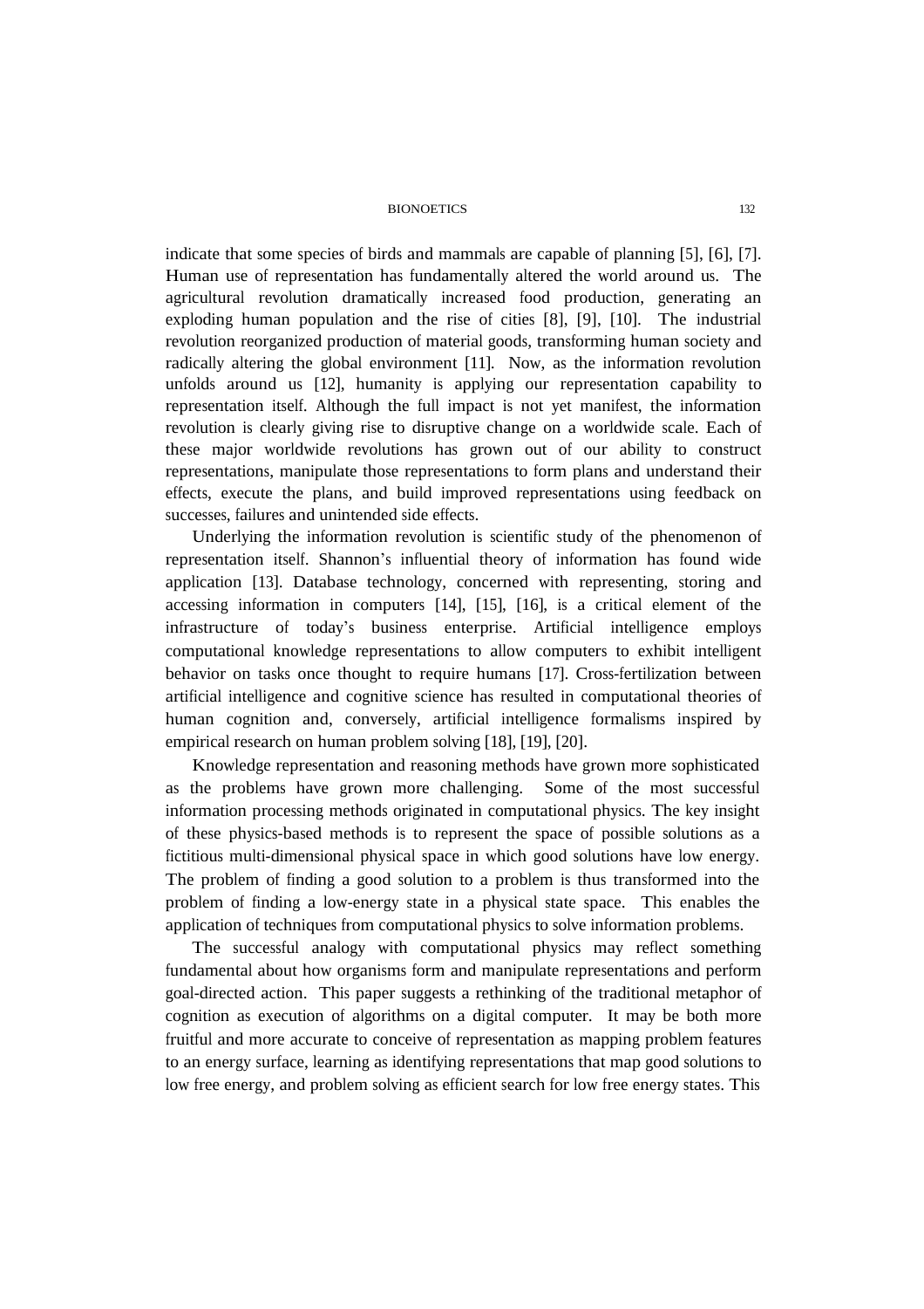indicate that some species of birds and mammals are capable of planning [5], [6], [7]. Human use of representation has fundamentally altered the world around us. The agricultural revolution dramatically increased food production, generating an exploding human population and the rise of cities [8], [9], [10]. The industrial revolution reorganized production of material goods, transforming human society and radically altering the global environment [11]. Now, as the information revolution unfolds around us [12], humanity is applying our representation capability to representation itself. Although the full impact is not yet manifest, the information revolution is clearly giving rise to disruptive change on a worldwide scale. Each of these major worldwide revolutions has grown out of our ability to construct representations, manipulate those representations to form plans and understand their effects, execute the plans, and build improved representations using feedback on successes, failures and unintended side effects.

Underlying the information revolution is scientific study of the phenomenon of representation itself. Shannon's influential theory of information has found wide application [13]. Database technology, concerned with representing, storing and accessing information in computers [14], [15], [16], is a critical element of the infrastructure of today's business enterprise. Artificial intelligence employs computational knowledge representations to allow computers to exhibit intelligent behavior on tasks once thought to require humans [17]. Cross-fertilization between artificial intelligence and cognitive science has resulted in computational theories of human cognition and, conversely, artificial intelligence formalisms inspired by empirical research on human problem solving [18], [19], [20].

Knowledge representation and reasoning methods have grown more sophisticated as the problems have grown more challenging. Some of the most successful information processing methods originated in computational physics. The key insight of these physics-based methods is to represent the space of possible solutions as a fictitious multi-dimensional physical space in which good solutions have low energy. The problem of finding a good solution to a problem is thus transformed into the problem of finding a low-energy state in a physical state space. This enables the application of techniques from computational physics to solve information problems.

The successful analogy with computational physics may reflect something fundamental about how organisms form and manipulate representations and perform goal-directed action. This paper suggests a rethinking of the traditional metaphor of cognition as execution of algorithms on a digital computer. It may be both more fruitful and more accurate to conceive of representation as mapping problem features to an energy surface, learning as identifying representations that map good solutions to low free energy, and problem solving as efficient search for low free energy states. This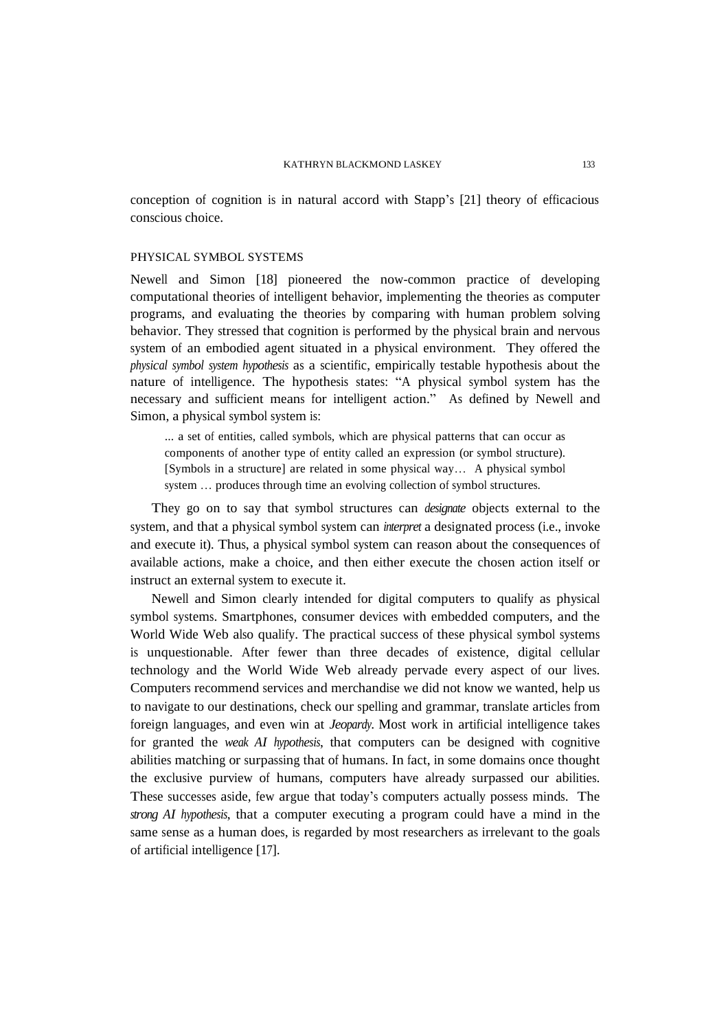conception of cognition is in natural accord with Stapp's [21] theory of efficacious conscious choice.

## PHYSICAL SYMBOL SYSTEMS

Newell and Simon [18] pioneered the now-common practice of developing computational theories of intelligent behavior, implementing the theories as computer programs, and evaluating the theories by comparing with human problem solving behavior. They stressed that cognition is performed by the physical brain and nervous system of an embodied agent situated in a physical environment. They offered the *physical symbol system hypothesis* as a scientific, empirically testable hypothesis about the nature of intelligence. The hypothesis states: "A physical symbol system has the necessary and sufficient means for intelligent action." As defined by Newell and Simon, a physical symbol system is:

> ... a set of entities, called symbols, which are physical patterns that can occur as components of another type of entity called an expression (or symbol structure). [Symbols in a structure] are related in some physical way… A physical symbol system … produces through time an evolving collection of symbol structures.

They go on to say that symbol structures can *designate* objects external to the system, and that a physical symbol system can *interpret* a designated process (i.e., invoke and execute it). Thus, a physical symbol system can reason about the consequences of available actions, make a choice, and then either execute the chosen action itself or instruct an external system to execute it.

Newell and Simon clearly intended for digital computers to qualify as physical symbol systems. Smartphones, consumer devices with embedded computers, and the World Wide Web also qualify. The practical success of these physical symbol systems is unquestionable. After fewer than three decades of existence, digital cellular technology and the World Wide Web already pervade every aspect of our lives. Computers recommend services and merchandise we did not know we wanted, help us to navigate to our destinations, check our spelling and grammar, translate articles from foreign languages, and even win at *Jeopardy*. Most work in artificial intelligence takes for granted the *weak AI hypothesis*, that computers can be designed with cognitive abilities matching or surpassing that of humans. In fact, in some domains once thought the exclusive purview of humans, computers have already surpassed our abilities. These successes aside, few argue that today's computers actually possess minds. The *strong AI hypothesis*, that a computer executing a program could have a mind in the same sense as a human does, is regarded by most researchers as irrelevant to the goals of artificial intelligence [17].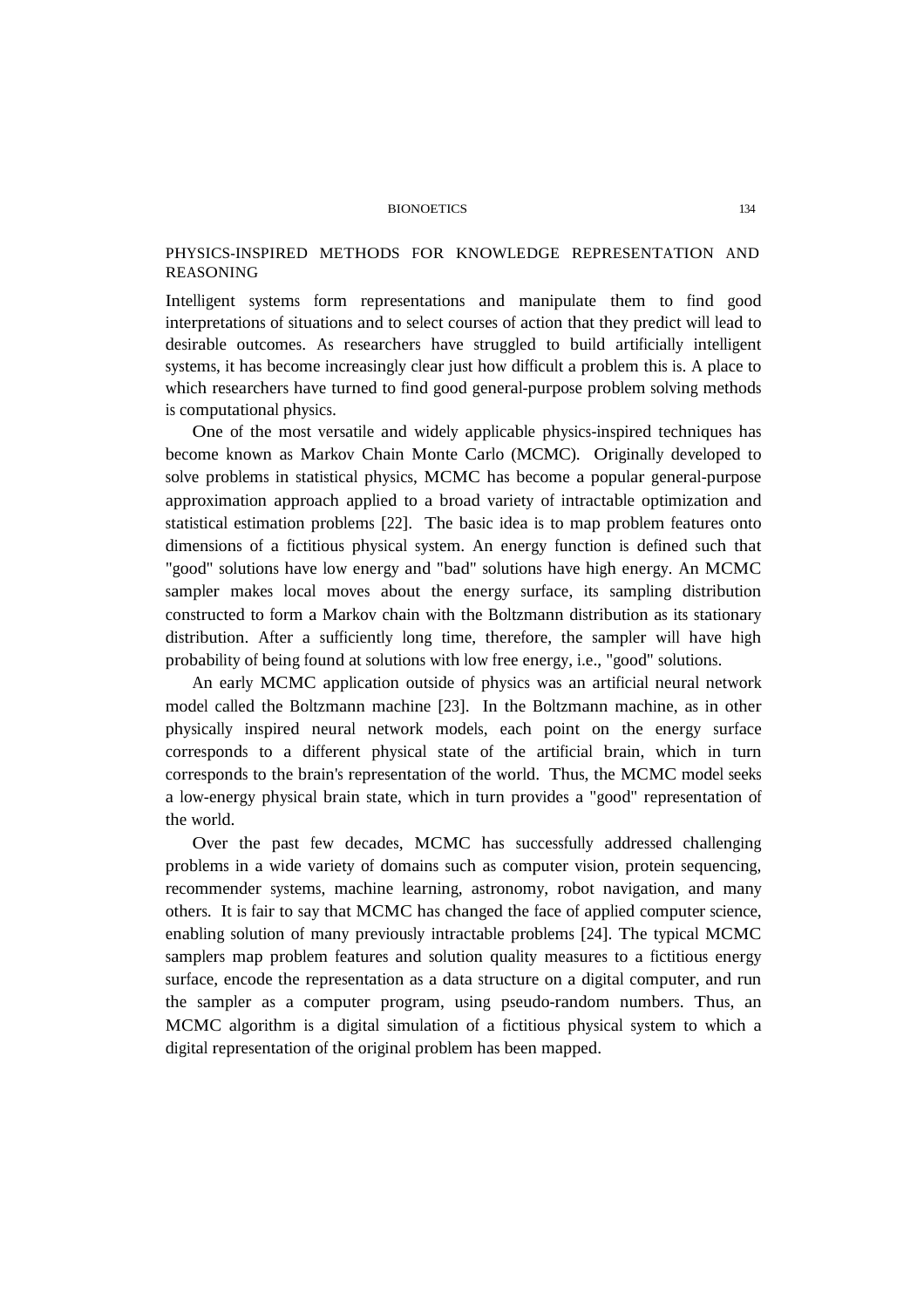## PHYSICS-INSPIRED METHODS FOR KNOWLEDGE REPRESENTATION AND REASONING

Intelligent systems form representations and manipulate them to find good interpretations of situations and to select courses of action that they predict will lead to desirable outcomes. As researchers have struggled to build artificially intelligent systems, it has become increasingly clear just how difficult a problem this is. A place to which researchers have turned to find good general-purpose problem solving methods is computational physics.

One of the most versatile and widely applicable physics-inspired techniques has become known as Markov Chain Monte Carlo (MCMC). Originally developed to solve problems in statistical physics, MCMC has become a popular general-purpose approximation approach applied to a broad variety of intractable optimization and statistical estimation problems [22]. The basic idea is to map problem features onto dimensions of a fictitious physical system. An energy function is defined such that "good" solutions have low energy and "bad" solutions have high energy. An MCMC sampler makes local moves about the energy surface, its sampling distribution constructed to form a Markov chain with the Boltzmann distribution as its stationary distribution. After a sufficiently long time, therefore, the sampler will have high probability of being found at solutions with low free energy, i.e., "good" solutions.

An early MCMC application outside of physics was an artificial neural network model called the Boltzmann machine [23]. In the Boltzmann machine, as in other physically inspired neural network models, each point on the energy surface corresponds to a different physical state of the artificial brain, which in turn corresponds to the brain's representation of the world. Thus, the MCMC model seeks a low-energy physical brain state, which in turn provides a "good" representation of the world.

Over the past few decades, MCMC has successfully addressed challenging problems in a wide variety of domains such as computer vision, protein sequencing, recommender systems, machine learning, astronomy, robot navigation, and many others. It is fair to say that MCMC has changed the face of applied computer science, enabling solution of many previously intractable problems [24]. The typical MCMC samplers map problem features and solution quality measures to a fictitious energy surface, encode the representation as a data structure on a digital computer, and run the sampler as a computer program, using pseudo-random numbers. Thus, an MCMC algorithm is a digital simulation of a fictitious physical system to which a digital representation of the original problem has been mapped.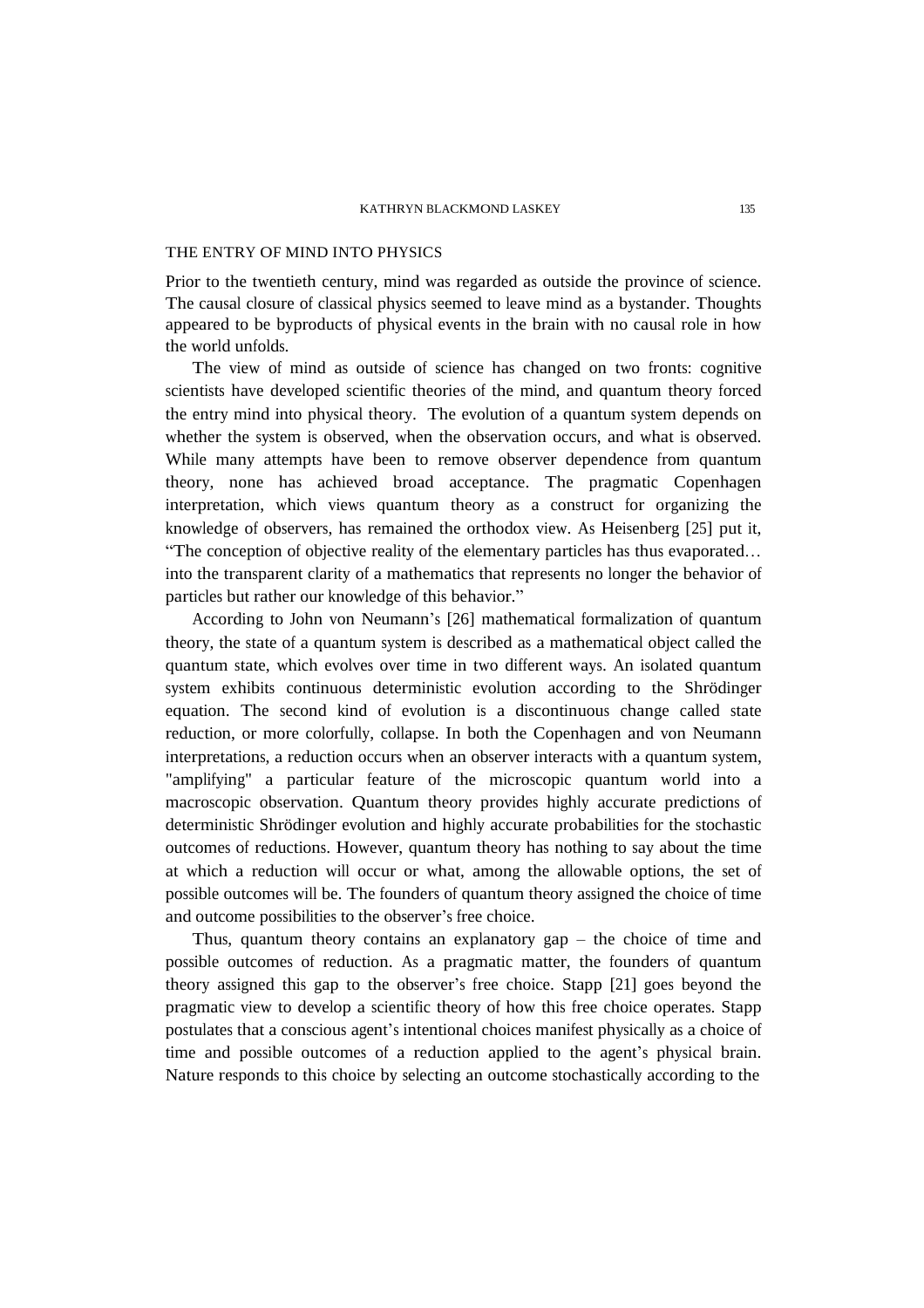## THE ENTRY OF MIND INTO PHYSICS

Prior to the twentieth century, mind was regarded as outside the province of science. The causal closure of classical physics seemed to leave mind as a bystander. Thoughts appeared to be byproducts of physical events in the brain with no causal role in how the world unfolds.

The view of mind as outside of science has changed on two fronts: cognitive scientists have developed scientific theories of the mind, and quantum theory forced the entry mind into physical theory. The evolution of a quantum system depends on whether the system is observed, when the observation occurs, and what is observed. While many attempts have been to remove observer dependence from quantum theory, none has achieved broad acceptance. The pragmatic Copenhagen interpretation, which views quantum theory as a construct for organizing the knowledge of observers, has remained the orthodox view. As Heisenberg [25] put it, "The conception of objective reality of the elementary particles has thus evaporated… into the transparent clarity of a mathematics that represents no longer the behavior of particles but rather our knowledge of this behavior."

According to John von Neumann's [26] mathematical formalization of quantum theory, the state of a quantum system is described as a mathematical object called the quantum state, which evolves over time in two different ways. An isolated quantum system exhibits continuous deterministic evolution according to the Shrödinger equation. The second kind of evolution is a discontinuous change called state reduction, or more colorfully, collapse. In both the Copenhagen and von Neumann interpretations, a reduction occurs when an observer interacts with a quantum system, "amplifying" a particular feature of the microscopic quantum world into a macroscopic observation. Quantum theory provides highly accurate predictions of deterministic Shrödinger evolution and highly accurate probabilities for the stochastic outcomes of reductions. However, quantum theory has nothing to say about the time at which a reduction will occur or what, among the allowable options, the set of possible outcomes will be. The founders of quantum theory assigned the choice of time and outcome possibilities to the observer's free choice.

Thus, quantum theory contains an explanatory gap – the choice of time and possible outcomes of reduction. As a pragmatic matter, the founders of quantum theory assigned this gap to the observer's free choice. Stapp [21] goes beyond the pragmatic view to develop a scientific theory of how this free choice operates. Stapp postulates that a conscious agent's intentional choices manifest physically as a choice of time and possible outcomes of a reduction applied to the agent's physical brain. Nature responds to this choice by selecting an outcome stochastically according to the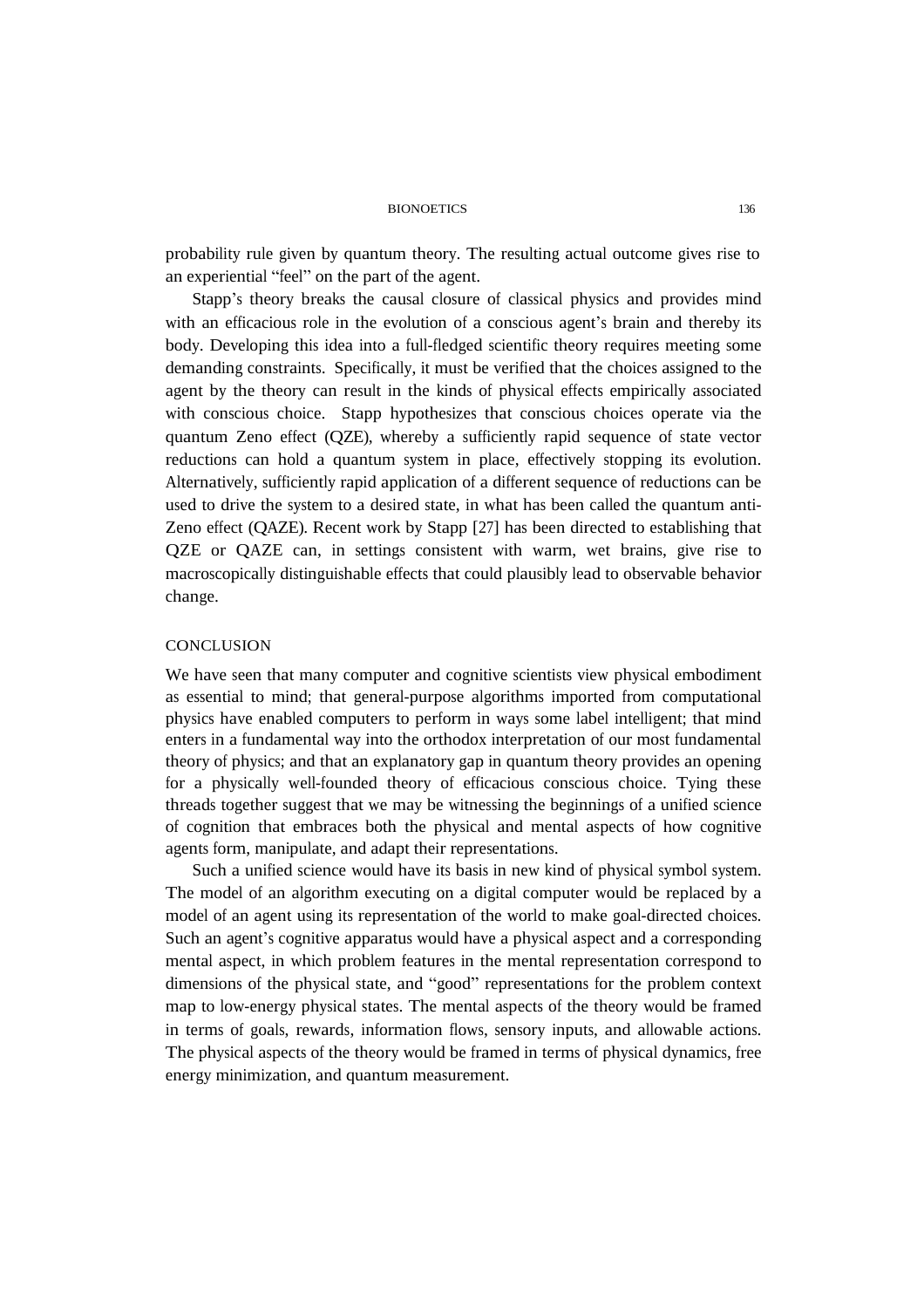probability rule given by quantum theory. The resulting actual outcome gives rise to an experiential "feel" on the part of the agent.

Stapp's theory breaks the causal closure of classical physics and provides mind with an efficacious role in the evolution of a conscious agent's brain and thereby its body. Developing this idea into a full-fledged scientific theory requires meeting some demanding constraints. Specifically, it must be verified that the choices assigned to the agent by the theory can result in the kinds of physical effects empirically associated with conscious choice. Stapp hypothesizes that conscious choices operate via the quantum Zeno effect (QZE), whereby a sufficiently rapid sequence of state vector reductions can hold a quantum system in place, effectively stopping its evolution. Alternatively, sufficiently rapid application of a different sequence of reductions can be used to drive the system to a desired state, in what has been called the quantum anti-Zeno effect (QAZE). Recent work by Stapp [27] has been directed to establishing that QZE or QAZE can, in settings consistent with warm, wet brains, give rise to macroscopically distinguishable effects that could plausibly lead to observable behavior change.

## CONCLUSION

We have seen that many computer and cognitive scientists view physical embodiment as essential to mind; that general-purpose algorithms imported from computational physics have enabled computers to perform in ways some label intelligent; that mind enters in a fundamental way into the orthodox interpretation of our most fundamental theory of physics; and that an explanatory gap in quantum theory provides an opening for a physically well-founded theory of efficacious conscious choice. Tying these threads together suggest that we may be witnessing the beginnings of a unified science of cognition that embraces both the physical and mental aspects of how cognitive agents form, manipulate, and adapt their representations.

Such a unified science would have its basis in new kind of physical symbol system. The model of an algorithm executing on a digital computer would be replaced by a model of an agent using its representation of the world to make goal-directed choices. Such an agent's cognitive apparatus would have a physical aspect and a corresponding mental aspect, in which problem features in the mental representation correspond to dimensions of the physical state, and "good" representations for the problem context map to low-energy physical states. The mental aspects of the theory would be framed in terms of goals, rewards, information flows, sensory inputs, and allowable actions. The physical aspects of the theory would be framed in terms of physical dynamics, free energy minimization, and quantum measurement.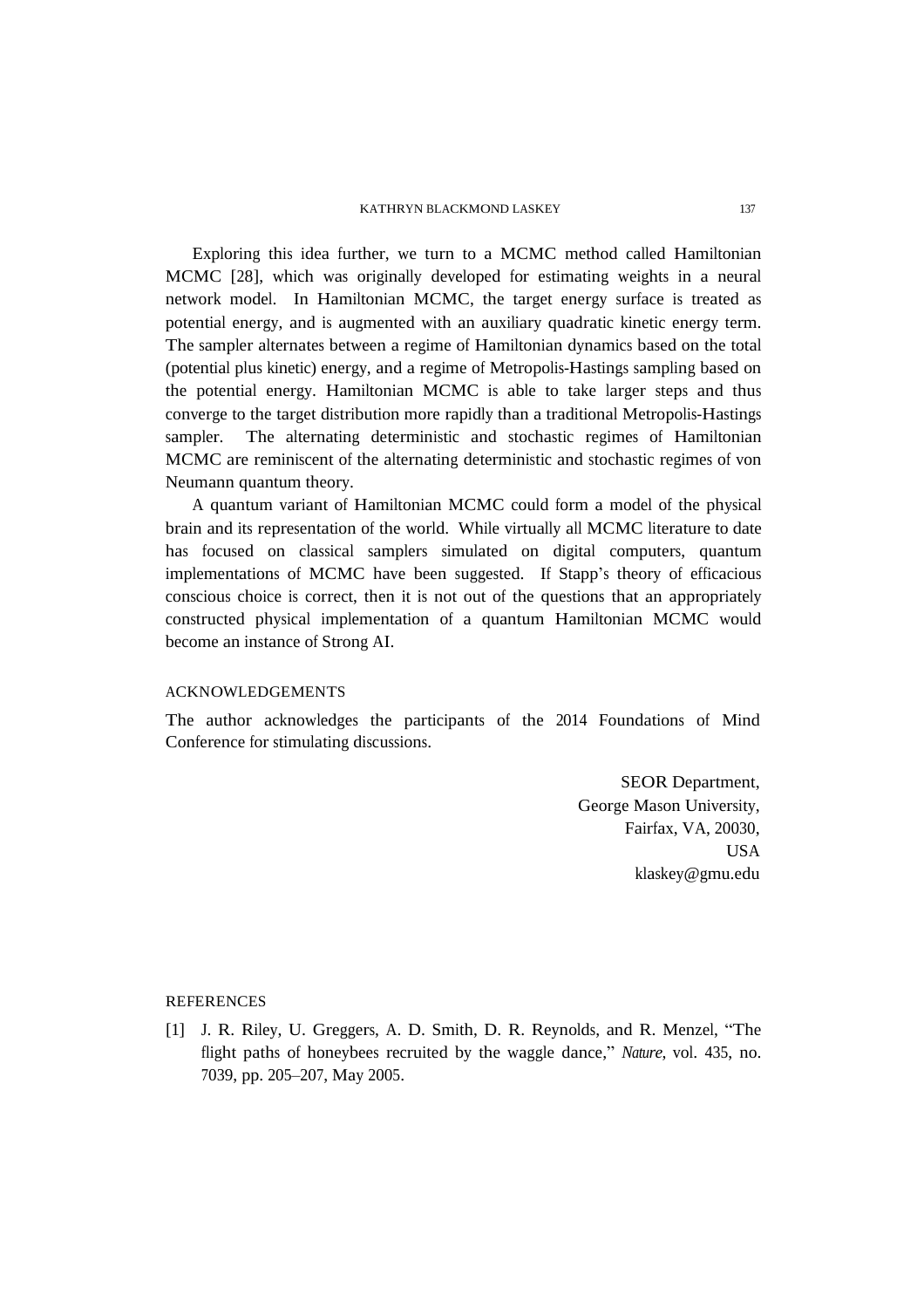Exploring this idea further, we turn to a MCMC method called Hamiltonian MCMC [28], which was originally developed for estimating weights in a neural network model. In Hamiltonian MCMC, the target energy surface is treated as potential energy, and is augmented with an auxiliary quadratic kinetic energy term. The sampler alternates between a regime of Hamiltonian dynamics based on the total (potential plus kinetic) energy, and a regime of Metropolis-Hastings sampling based on the potential energy. Hamiltonian MCMC is able to take larger steps and thus converge to the target distribution more rapidly than a traditional Metropolis-Hastings sampler. The alternating deterministic and stochastic regimes of Hamiltonian MCMC are reminiscent of the alternating deterministic and stochastic regimes of von Neumann quantum theory.

A quantum variant of Hamiltonian MCMC could form a model of the physical brain and its representation of the world. While virtually all MCMC literature to date has focused on classical samplers simulated on digital computers, quantum implementations of MCMC have been suggested. If Stapp's theory of efficacious conscious choice is correct, then it is not out of the questions that an appropriately constructed physical implementation of a quantum Hamiltonian MCMC would become an instance of Strong AI.

## ACKNOWLEDGEMENTS

The author acknowledges the participants of the 2014 Foundations of Mind Conference for stimulating discussions.

SEOR Department,
George Mason University,
Fairfax, VA, 20030,
USA
klaskey@gmu.edu

## REFERENCES

[1] J. R. Riley, U. Greggers, A. D. Smith, D. R. Reynolds, and R. Menzel, "The flight paths of honeybees recruited by the waggle dance," *Nature*, vol. 435, no. 7039, pp. 205–207, May 2005.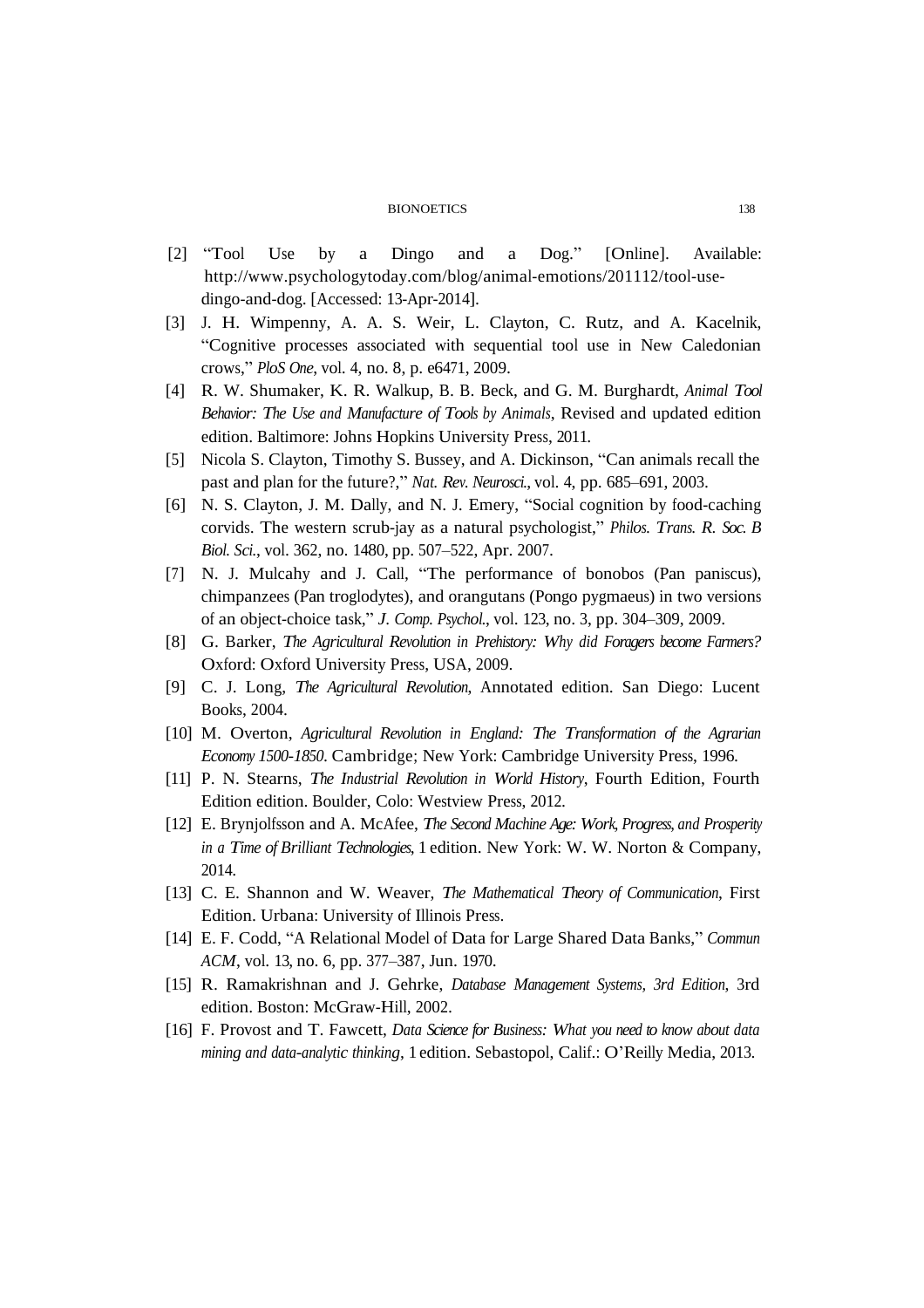[2] "Tool Use by a Dingo and a Dog." [Online]. Available: http://www.psychologytoday.com/blog/animal-emotions/201112/tool-use-dingo-and-dog. [Accessed: 13-Apr-2014].

[3] J. H. Wimpenny, A. A. S. Weir, L. Clayton, C. Rutz, and A. Kacelnik, "Cognitive processes associated with sequential tool use in New Caledonian crows," *PloS One*, vol. 4, no. 8, p. e6471, 2009.

[4] R. W. Shumaker, K. R. Walkup, B. B. Beck, and G. M. Burghardt, *Animal Tool Behavior: The Use and Manufacture of Tools by Animals*, Revised and updated edition edition. Baltimore: Johns Hopkins University Press, 2011.

[5] Nicola S. Clayton, Timothy S. Bussey, and A. Dickinson, "Can animals recall the past and plan for the future?," *Nat. Rev. Neurosci.*, vol. 4, pp. 685–691, 2003.

[6] N. S. Clayton, J. M. Dally, and N. J. Emery, "Social cognition by food-caching corvids. The western scrub-jay as a natural psychologist," *Philos. Trans. R. Soc. B Biol. Sci.*, vol. 362, no. 1480, pp. 507–522, Apr. 2007.

[7] N. J. Mulcahy and J. Call, "The performance of bonobos (Pan paniscus), chimpanzees (Pan troglodytes), and orangutans (Pongo pygmaeus) in two versions of an object-choice task," *J. Comp. Psychol.*, vol. 123, no. 3, pp. 304–309, 2009.

[8] G. Barker, *The Agricultural Revolution in Prehistory: Why did Foragers become Farmers?* Oxford: Oxford University Press, USA, 2009.

[9] C. J. Long, *The Agricultural Revolution*, Annotated edition. San Diego: Lucent Books, 2004.

[10] M. Overton, *Agricultural Revolution in England: The Transformation of the Agrarian Economy 1500-1850*. Cambridge; New York: Cambridge University Press, 1996.

[11] P. N. Stearns, *The Industrial Revolution in World History*, Fourth Edition, Fourth Edition edition. Boulder, Colo: Westview Press, 2012.

[12] E. Brynjolfsson and A. McAfee, *The Second Machine Age: Work, Progress, and Prosperity in a Time of Brilliant Technologies*, 1 edition. New York: W. W. Norton & Company, 2014.

[13] C. E. Shannon and W. Weaver, *The Mathematical Theory of Communication*, First Edition. Urbana: University of Illinois Press.

[14] E. F. Codd, "A Relational Model of Data for Large Shared Data Banks," *Commun ACM*, vol. 13, no. 6, pp. 377–387, Jun. 1970.

[15] R. Ramakrishnan and J. Gehrke, *Database Management Systems, 3rd Edition*, 3rd edition. Boston: McGraw-Hill, 2002.

[16] F. Provost and T. Fawcett, *Data Science for Business: What you need to know about data mining and data-analytic thinking*, 1 edition. Sebastopol, Calif.: O'Reilly Media, 2013.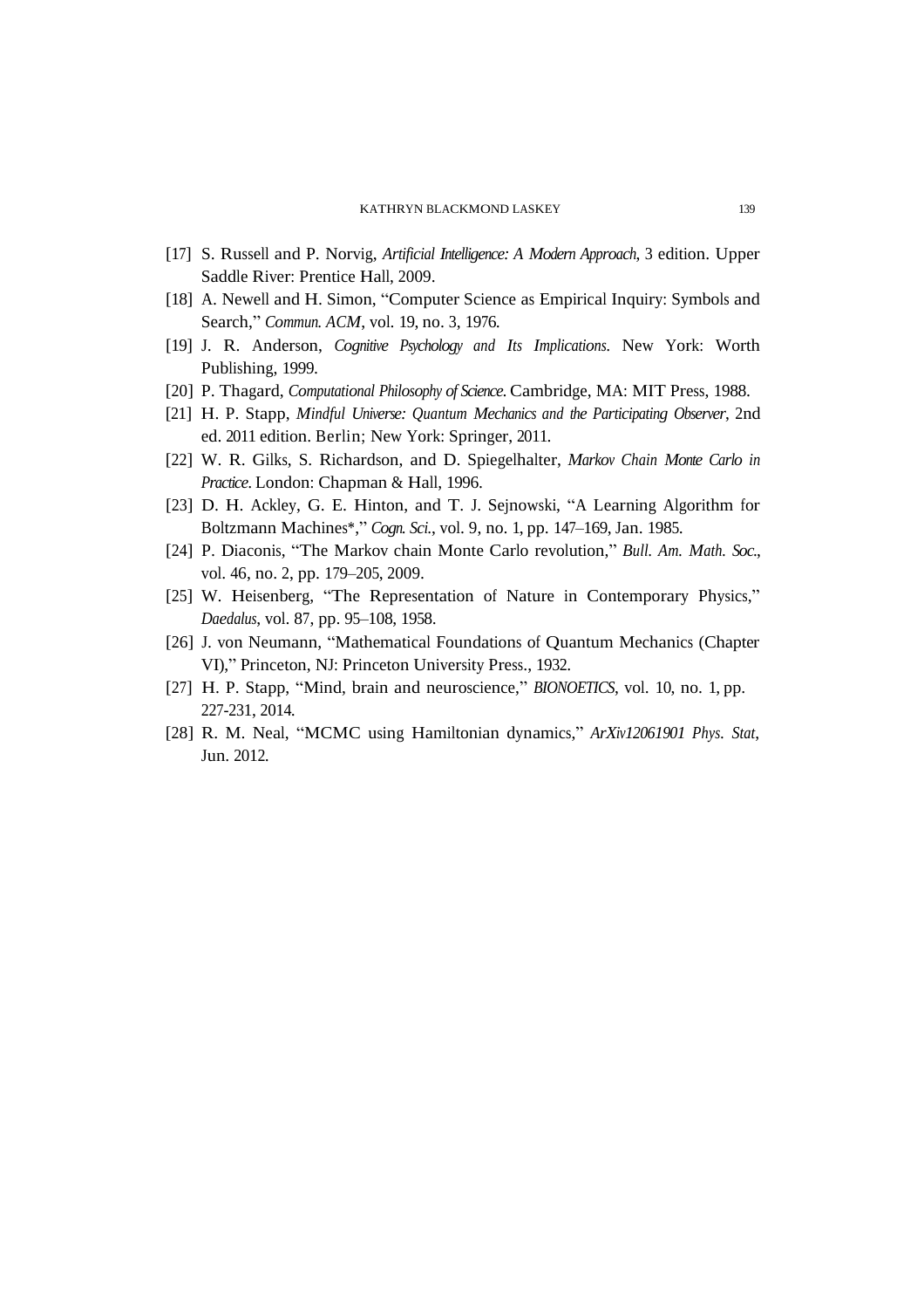[17] S. Russell and P. Norvig, *Artificial Intelligence: A Modern Approach*, 3 edition. Upper Saddle River: Prentice Hall, 2009.

[18] A. Newell and H. Simon, "Computer Science as Empirical Inquiry: Symbols and Search," *Commun. ACM*, vol. 19, no. 3, 1976.

[19] J. R. Anderson, *Cognitive Psychology and Its Implications*. New York: Worth Publishing, 1999.

[20] P. Thagard, *Computational Philosophy of Science*. Cambridge, MA: MIT Press, 1988.

[21] H. P. Stapp, *Mindful Universe: Quantum Mechanics and the Participating Observer*, 2nd ed. 2011 edition. Berlin; New York: Springer, 2011.

[22] W. R. Gilks, S. Richardson, and D. Spiegelhalter, *Markov Chain Monte Carlo in Practice*. London: Chapman & Hall, 1996.

[23] D. H. Ackley, G. E. Hinton, and T. J. Sejnowski, "A Learning Algorithm for Boltzmann Machines*," *Cogn. Sci.*, vol. 9, no. 1, pp. 147–169, Jan. 1985.

[24] P. Diaconis, "The Markov chain Monte Carlo revolution," *Bull. Am. Math. Soc.*, vol. 46, no. 2, pp. 179–205, 2009.

[25] W. Heisenberg, "The Representation of Nature in Contemporary Physics," *Daedalus*, vol. 87, pp. 95–108, 1958.

[26] J. von Neumann, "Mathematical Foundations of Quantum Mechanics (Chapter VI)," Princeton, NJ: Princeton University Press., 1932.

[27] H. P. Stapp, "Mind, brain and neuroscience," *BIONOETICS*, vol. 10, no. 1, pp. 227-231, 2014.

[28] R. M. Neal, "MCMC using Hamiltonian dynamics," *ArXiv12061901 Phys. Stat*, Jun. 2012.